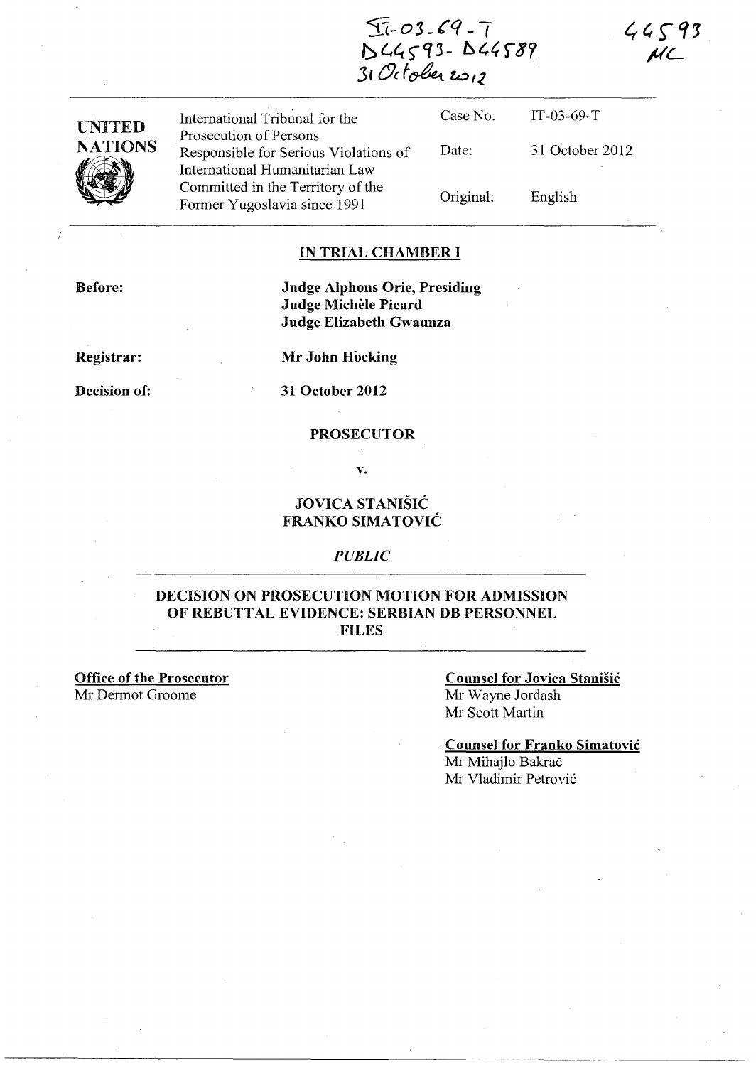IT-03-69-T
D44593 - D44589
31 October 2012

44593
MC

UNITED NATIONS

| | | |
|---|---|---|
| International Tribunal for the Prosecution of Persons Responsible for Serious Violations of International Humanitarian Law Committed in the Territory of the Former Yugoslavia since 1991 | Case No. | IT-03-69-T |
| | Date: | 31 October 2012 |
| | Original: | English |

## IN TRIAL CHAMBER I

**Before:** **Judge Alphons Orie, Presiding**
**Judge Michèle Picard**
**Judge Elizabeth Gwaunza**

**Registrar:** **Mr John Hocking**

**Decision of:** **31 October 2012**

**PROSECUTOR**

**v.**

**JOVICA STANIŠIĆ**
**FRANKO SIMATOVIĆ**

***PUBLIC***

## DECISION ON PROSECUTION MOTION FOR ADMISSION OF REBUTTAL EVIDENCE: SERBIAN DB PERSONNEL FILES

**Office of the Prosecutor**
Mr Dermot Groome

**Counsel for Jovica Stanišić**
Mr Wayne Jordash
Mr Scott Martin

**Counsel for Franko Simatović**
Mr Mihajlo Bakrač
Mr Vladimir Petrović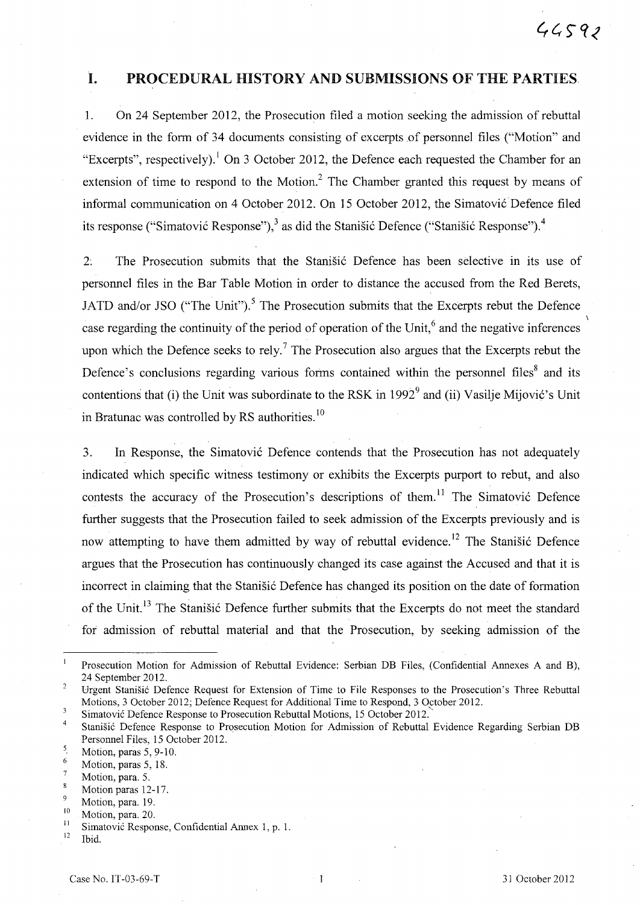# I. PROCEDURAL HISTORY AND SUBMISSIONS OF THE PARTIES

1. On 24 September 2012, the Prosecution filed a motion seeking the admission of rebuttal evidence in the form of 34 documents consisting of excerpts of personnel files ("Motion" and "Excerpts", respectively).[1] On 3 October 2012, the Defence each requested the Chamber for an extension of time to respond to the Motion.[2] The Chamber granted this request by means of informal communication on 4 October 2012. On 15 October 2012, the Simatović Defence filed its response ("Simatović Response"),[3] as did the Stanišić Defence ("Stanišić Response").[4]

2. The Prosecution submits that the Stanišić Defence has been selective in its use of personnel files in the Bar Table Motion in order to distance the accused from the Red Berets, JATD and/or JSO ("The Unit").[5] The Prosecution submits that the Excerpts rebut the Defence case regarding the continuity of the period of operation of the Unit,[6] and the negative inferences upon which the Defence seeks to rely.[7] The Prosecution also argues that the Excerpts rebut the Defence's conclusions regarding various forms contained within the personnel files[8] and its contentions that (i) the Unit was subordinate to the RSK in 1992[9] and (ii) Vasilje Mijović's Unit in Bratunac was controlled by RS authorities.[10]

3. In Response, the Simatović Defence contends that the Prosecution has not adequately indicated which specific witness testimony or exhibits the Excerpts purport to rebut, and also contests the accuracy of the Prosecution's descriptions of them.[11] The Simatović Defence further suggests that the Prosecution failed to seek admission of the Excerpts previously and is now attempting to have them admitted by way of rebuttal evidence.[12] The Stanišić Defence argues that the Prosecution has continuously changed its case against the Accused and that it is incorrect in claiming that the Stanišić Defence has changed its position on the date of formation of the Unit.[13] The Stanišić Defence further submits that the Excerpts do not meet the standard for admission of rebuttal material and that the Prosecution, by seeking admission of the

---

[1] Prosecution Motion for Admission of Rebuttal Evidence: Serbian DB Files, (Confidential Annexes A and B), 24 September 2012.

[2] Urgent Stanišić Defence Request for Extension of Time to File Responses to the Prosecution's Three Rebuttal Motions, 3 October 2012; Defence Request for Additional Time to Respond, 3 October 2012.

[3] Simatović Defence Response to Prosecution Rebuttal Motions, 15 October 2012.

[4] Stanišić Defence Response to Prosecution Motion for Admission of Rebuttal Evidence Regarding Serbian DB Personnel Files, 15 October 2012.

[5] Motion, paras 5, 9-10.

[6] Motion, paras 5, 18.

[7] Motion, para. 5.

[8] Motion paras 12-17.

[9] Motion, para. 19.

[10] Motion, para. 20.

[11] Simatović Response, Confidential Annex 1, p. 1.

[12] Ibid.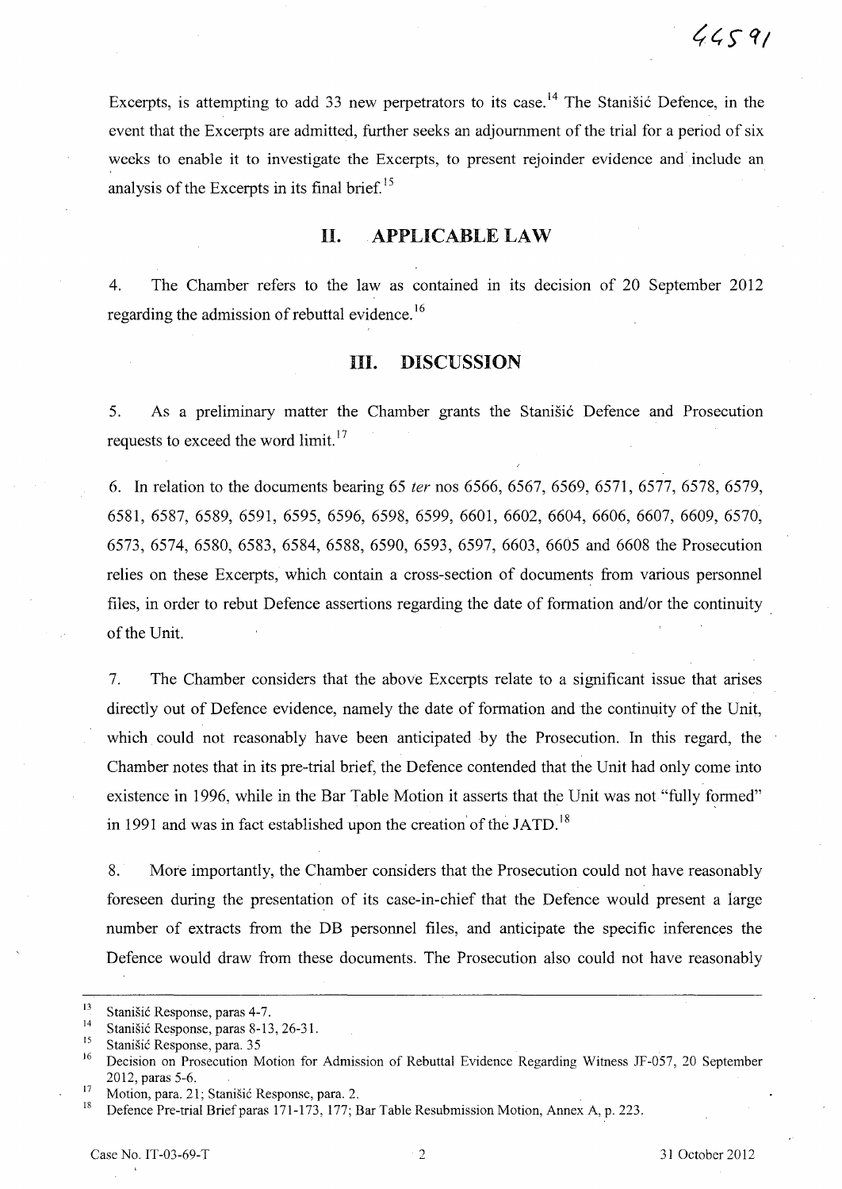Excerpts, is attempting to add 33 new perpetrators to its case.[14] The Stanišić Defence, in the event that the Excerpts are admitted, further seeks an adjournment of the trial for a period of six weeks to enable it to investigate the Excerpts, to present rejoinder evidence and include an analysis of the Excerpts in its final brief.[15]

## II. APPLICABLE LAW

4. The Chamber refers to the law as contained in its decision of 20 September 2012 regarding the admission of rebuttal evidence.[16]

## III. DISCUSSION

5. As a preliminary matter the Chamber grants the Stanišić Defence and Prosecution requests to exceed the word limit.[17]

6. In relation to the documents bearing 65 *ter* nos 6566, 6567, 6569, 6571, 6577, 6578, 6579, 6581, 6587, 6589, 6591, 6595, 6596, 6598, 6599, 6601, 6602, 6604, 6606, 6607, 6609, 6570, 6573, 6574, 6580, 6583, 6584, 6588, 6590, 6593, 6597, 6603, 6605 and 6608 the Prosecution relies on these Excerpts, which contain a cross-section of documents from various personnel files, in order to rebut Defence assertions regarding the date of formation and/or the continuity of the Unit.

7. The Chamber considers that the above Excerpts relate to a significant issue that arises directly out of Defence evidence, namely the date of formation and the continuity of the Unit, which could not reasonably have been anticipated by the Prosecution. In this regard, the Chamber notes that in its pre-trial brief, the Defence contended that the Unit had only come into existence in 1996, while in the Bar Table Motion it asserts that the Unit was not "fully formed" in 1991 and was in fact established upon the creation of the JATD.[18]

8. More importantly, the Chamber considers that the Prosecution could not have reasonably foreseen during the presentation of its case-in-chief that the Defence would present a large number of extracts from the DB personnel files, and anticipate the specific inferences the Defence would draw from these documents. The Prosecution also could not have reasonably

---

[13] Stanišić Response, paras 4-7.

[14] Stanišić Response, paras 8-13, 26-31.

[15] Stanišić Response, para. 35

[16] Decision on Prosecution Motion for Admission of Rebuttal Evidence Regarding Witness JF-057, 20 September 2012, paras 5-6.

[17] Motion, para. 21; Stanišić Response, para. 2.

[18] Defence Pre-trial Brief paras 171-173, 177; Bar Table Resubmission Motion, Annex A, p. 223.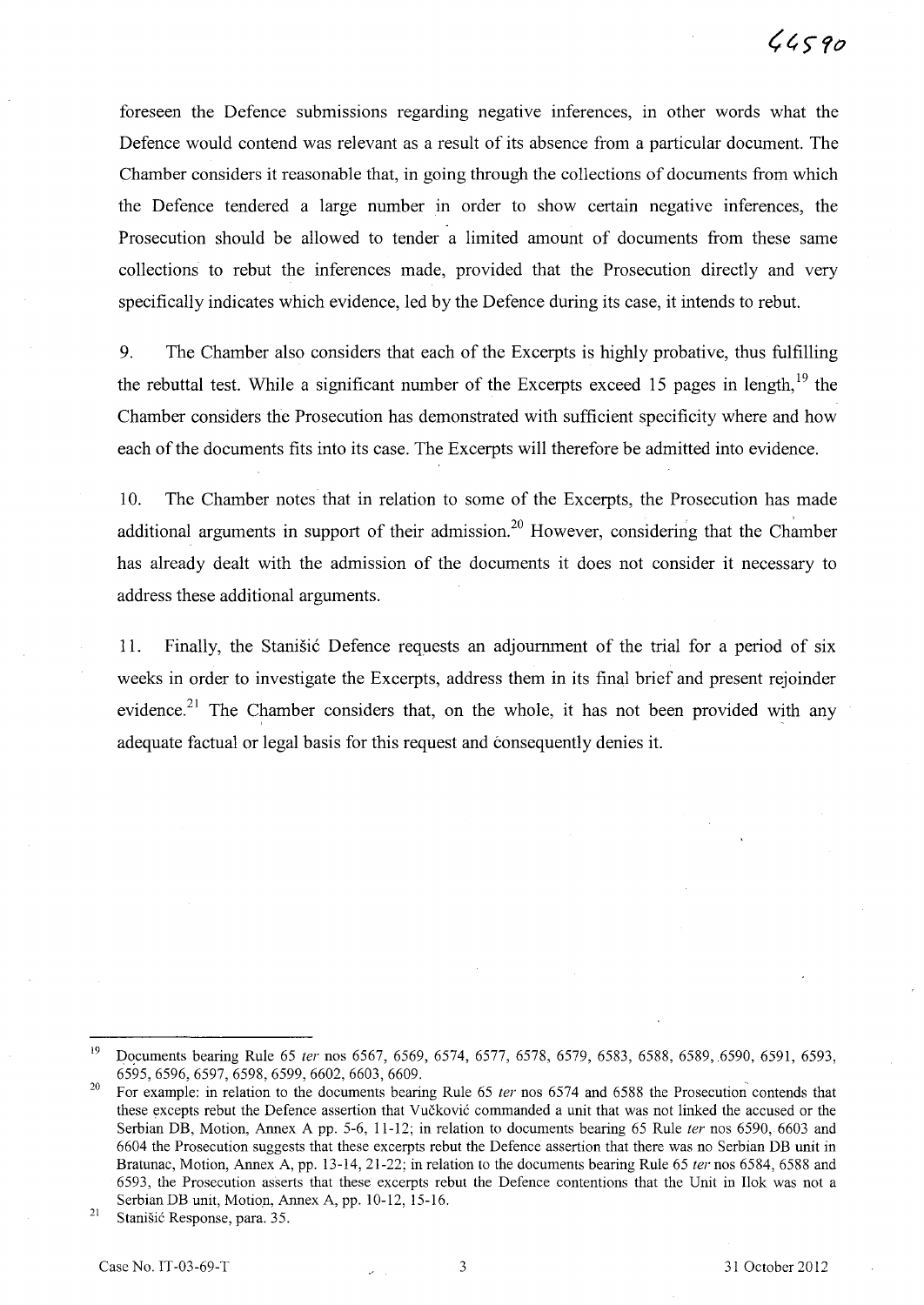foreseen the Defence submissions regarding negative inferences, in other words what the Defence would contend was relevant as a result of its absence from a particular document. The Chamber considers it reasonable that, in going through the collections of documents from which the Defence tendered a large number in order to show certain negative inferences, the Prosecution should be allowed to tender a limited amount of documents from these same collections to rebut the inferences made, provided that the Prosecution directly and very specifically indicates which evidence, led by the Defence during its case, it intends to rebut.

9. The Chamber also considers that each of the Excerpts is highly probative, thus fulfilling the rebuttal test. While a significant number of the Excerpts exceed 15 pages in length,[19] the Chamber considers the Prosecution has demonstrated with sufficient specificity where and how each of the documents fits into its case. The Excerpts will therefore be admitted into evidence.

10. The Chamber notes that in relation to some of the Excerpts, the Prosecution has made additional arguments in support of their admission.[20] However, considering that the Chamber has already dealt with the admission of the documents it does not consider it necessary to address these additional arguments.

11. Finally, the Stanišić Defence requests an adjournment of the trial for a period of six weeks in order to investigate the Excerpts, address them in its final brief and present rejoinder evidence.[21] The Chamber considers that, on the whole, it has not been provided with any adequate factual or legal basis for this request and consequently denies it.

---

[19] Documents bearing Rule 65 *ter* nos 6567, 6569, 6574, 6577, 6578, 6579, 6583, 6588, 6589, 6590, 6591, 6593, 6595, 6596, 6597, 6598, 6599, 6602, 6603, 6609.

[20] For example: in relation to the documents bearing Rule 65 *ter* nos 6574 and 6588 the Prosecution contends that these excepts rebut the Defence assertion that Vučković commanded a unit that was not linked the accused or the Serbian DB, Motion, Annex A pp. 5-6, 11-12; in relation to documents bearing 65 Rule *ter* nos 6590, 6603 and 6604 the Prosecution suggests that these excerpts rebut the Defence assertion that there was no Serbian DB unit in Bratunac, Motion, Annex A, pp. 13-14, 21-22; in relation to the documents bearing Rule 65 *ter* nos 6584, 6588 and 6593, the Prosecution asserts that these excerpts rebut the Defence contentions that the Unit in Ilok was not a Serbian DB unit, Motion, Annex A, pp. 10-12, 15-16.

[21] Stanišić Response, para. 35.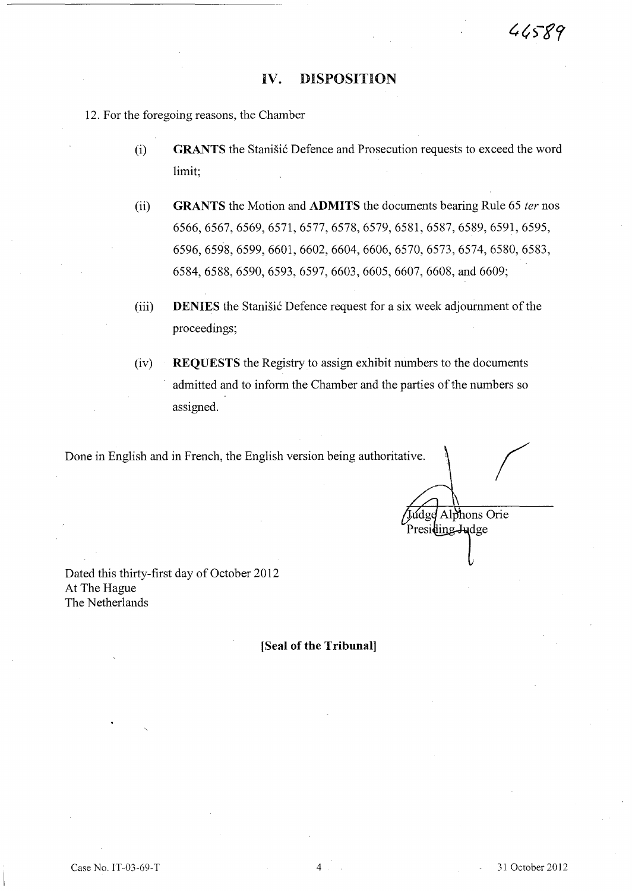44589

## IV. DISPOSITION

12. For the foregoing reasons, the Chamber

(i) **GRANTS** the Stanišić Defence and Prosecution requests to exceed the word limit;

(ii) **GRANTS** the Motion and **ADMITS** the documents bearing Rule 65 *ter* nos 6566, 6567, 6569, 6571, 6577, 6578, 6579, 6581, 6587, 6589, 6591, 6595, 6596, 6598, 6599, 6601, 6602, 6604, 6606, 6570, 6573, 6574, 6580, 6583, 6584, 6588, 6590, 6593, 6597, 6603, 6605, 6607, 6608, and 6609;

(iii) **DENIES** the Stanišić Defence request for a six week adjournment of the proceedings;

(iv) **REQUESTS** the Registry to assign exhibit numbers to the documents admitted and to inform the Chamber and the parties of the numbers so assigned.

Done in English and in French, the English version being authoritative.

Judge Alphons Orie
Presiding Judge

Dated this thirty-first day of October 2012
At The Hague
The Netherlands

**[Seal of the Tribunal]**